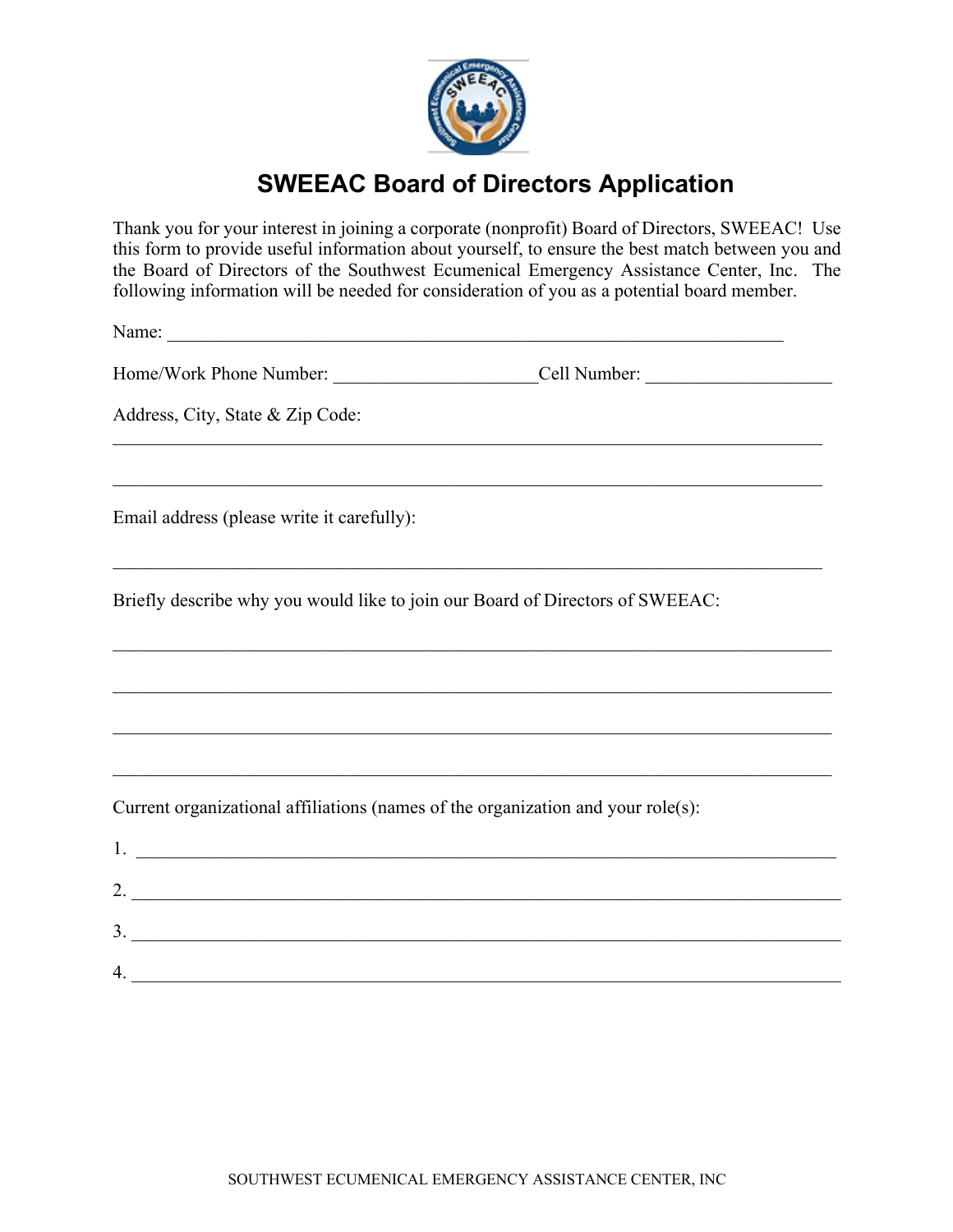# SWEEAC Board of Directors Application

Thank you for your interest in joining a corporate (nonprofit) Board of Directors, SWEEAC! Use this form to provide useful information about yourself, to ensure the best match between you and the Board of Directors of the Southwest Ecumenical Emergency Assistance Center, Inc. The following information will be needed for consideration of you as a potential board member.

Name: ______________________________________________________________________

Home/Work Phone Number: ______________________Cell Number: ____________________

Address, City, State & Zip Code:

_____________________________________________________________________________

_____________________________________________________________________________

Email address (please write it carefully):

_____________________________________________________________________________

Briefly describe why you would like to join our Board of Directors of SWEEAC:

_____________________________________________________________________________

_____________________________________________________________________________

_____________________________________________________________________________

_____________________________________________________________________________

Current organizational affiliations (names of the organization and your role(s):

1. ___________________________________________________________________________

2. ___________________________________________________________________________

3. ___________________________________________________________________________

4. ___________________________________________________________________________

SOUTHWEST ECUMENICAL EMERGENCY ASSISTANCE CENTER, INC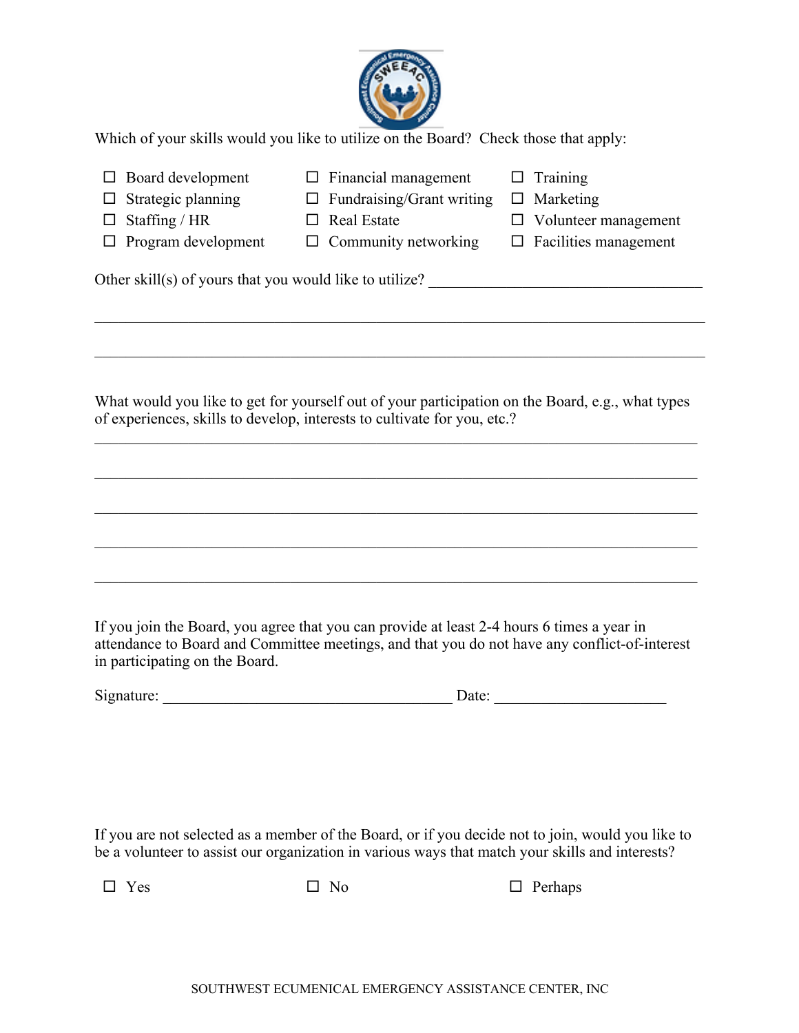Which of your skills would you like to utilize on the Board? Check those that apply:

- ☐ Board development
- ☐ Strategic planning
- ☐ Staffing / HR
- ☐ Program development
- ☐ Financial management
- ☐ Fundraising/Grant writing
- ☐ Real Estate
- ☐ Community networking
- ☐ Training
- ☐ Marketing
- ☐ Volunteer management
- ☐ Facilities management

Other skill(s) of yours that you would like to utilize? ___________________________________

_____________________________________________________________________________

_____________________________________________________________________________

What would you like to get for yourself out of your participation on the Board, e.g., what types of experiences, skills to develop, interests to cultivate for you, etc.?

_____________________________________________________________________________

_____________________________________________________________________________

_____________________________________________________________________________

_____________________________________________________________________________

_____________________________________________________________________________

If you join the Board, you agree that you can provide at least 2-4 hours 6 times a year in attendance to Board and Committee meetings, and that you do not have any conflict-of-interest in participating on the Board.

Signature: _____________________________________ Date: ______________________

If you are not selected as a member of the Board, or if you decide not to join, would you like to be a volunteer to assist our organization in various ways that match your skills and interests?

☐ Yes ☐ No ☐ Perhaps

SOUTHWEST ECUMENICAL EMERGENCY ASSISTANCE CENTER, INC